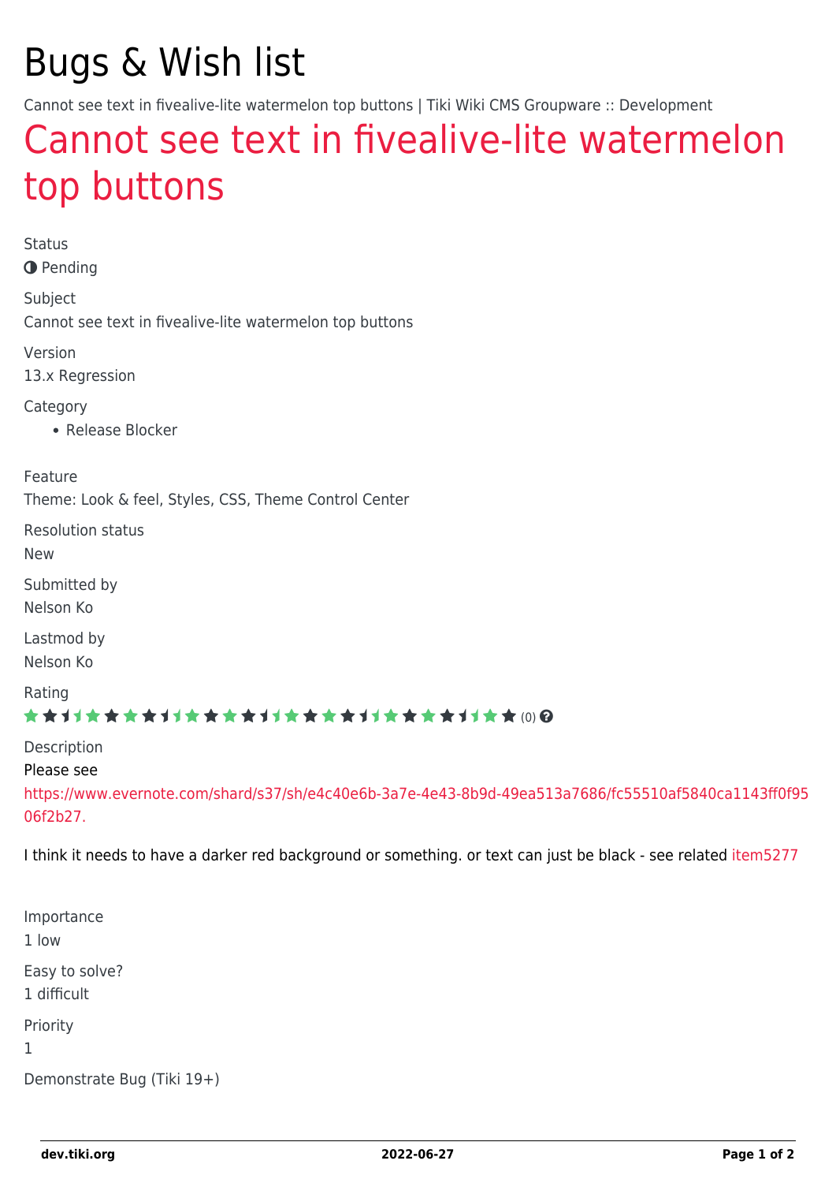# Bugs & Wish list

Cannot see text in fivealive-lite watermelon top buttons | Tiki Wiki CMS Groupware :: Development

## Cannot see text in fivealive-lite watermelon top buttons

Status

Pending

Subject

Cannot see text in fivealive-lite watermelon top buttons

Version

13.x Regression

Category

- Release Blocker

Feature

Theme: Look & feel, Styles, CSS, Theme Control Center

Resolution status

New

Submitted by

Nelson Ko

Lastmod by

Nelson Ko

Rating

(0)

Description

Please see https://www.evernote.com/shard/s37/sh/e4c40e6b-3a7e-4e43-8b9d-49ea513a7686/fc55510af5840ca1143ff0f9506f2b27.

I think it needs to have a darker red background or something. or text can just be black - see related item5277

Importance

1 low

Easy to solve?

1 difficult

Priority

1

Demonstrate Bug (Tiki 19+)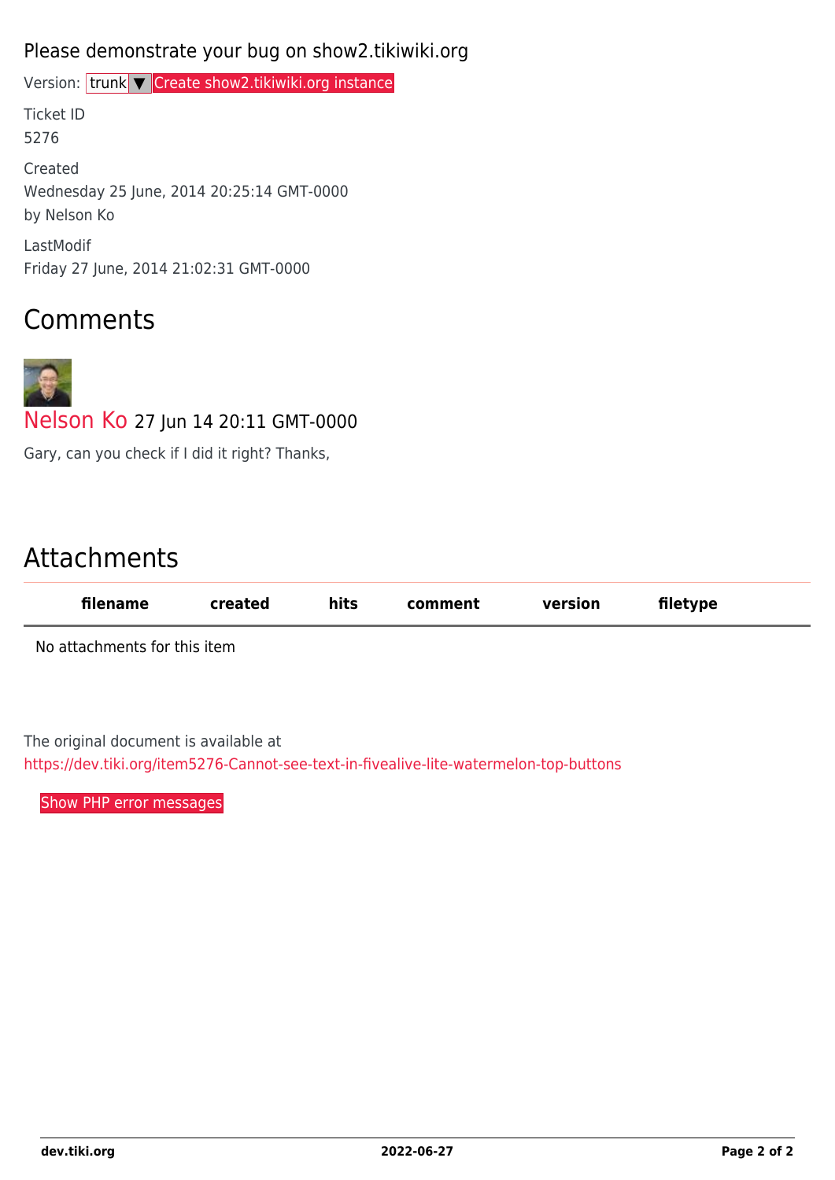Please demonstrate your bug on show2.tikiwiki.org

Version: trunk ▼ Create show2.tikiwiki.org instance

Ticket ID
5276

Created
Wednesday 25 June, 2014 20:25:14 GMT-0000
by Nelson Ko

LastModif
Friday 27 June, 2014 21:02:31 GMT-0000

## Comments

Nelson Ko 27 Jun 14 20:11 GMT-0000

Gary, can you check if I did it right? Thanks,

## Attachments

| filename | created | hits | comment | version | filetype |
| --- | --- | --- | --- | --- | --- |
| No attachments for this item | | | | | |

The original document is available at
https://dev.tiki.org/item5276-Cannot-see-text-in-fivealive-lite-watermelon-top-buttons

Show PHP error messages